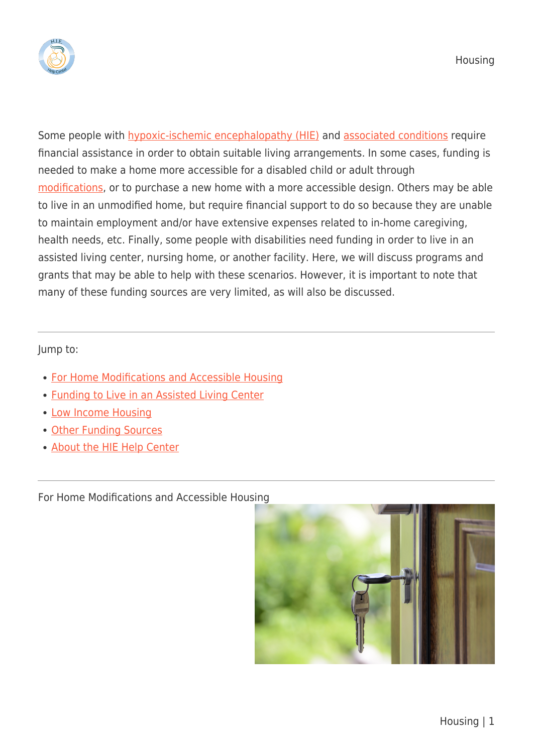Some people with hypoxic-ischemic encephalopathy (HIE) and associated conditions require financial assistance in order to obtain suitable living arrangements. In some cases, funding is needed to make a home more accessible for a disabled child or adult through modifications, or to purchase a new home with a more accessible design. Others may be able to live in an unmodified home, but require financial support to do so because they are unable to maintain employment and/or have extensive expenses related to in-home caregiving, health needs, etc. Finally, some people with disabilities need funding in order to live in an assisted living center, nursing home, or another facility. Here, we will discuss programs and grants that may be able to help with these scenarios. However, it is important to note that many of these funding sources are very limited, as will also be discussed.

---

Jump to:

- For Home Modifications and Accessible Housing
- Funding to Live in an Assisted Living Center
- Low Income Housing
- Other Funding Sources
- About the HIE Help Center

---

## For Home Modifications and Accessible Housing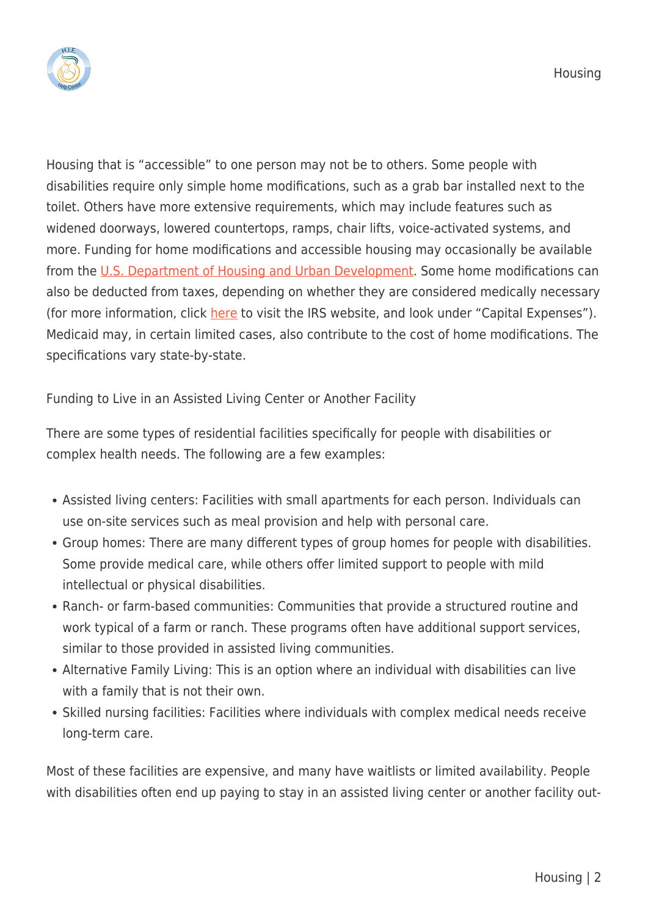Housing that is "accessible" to one person may not be to others. Some people with disabilities require only simple home modifications, such as a grab bar installed next to the toilet. Others have more extensive requirements, which may include features such as widened doorways, lowered countertops, ramps, chair lifts, voice-activated systems, and more. Funding for home modifications and accessible housing may occasionally be available from the U.S. Department of Housing and Urban Development. Some home modifications can also be deducted from taxes, depending on whether they are considered medically necessary (for more information, click here to visit the IRS website, and look under "Capital Expenses"). Medicaid may, in certain limited cases, also contribute to the cost of home modifications. The specifications vary state-by-state.

## Funding to Live in an Assisted Living Center or Another Facility

There are some types of residential facilities specifically for people with disabilities or complex health needs. The following are a few examples:

- Assisted living centers: Facilities with small apartments for each person. Individuals can use on-site services such as meal provision and help with personal care.
- Group homes: There are many different types of group homes for people with disabilities. Some provide medical care, while others offer limited support to people with mild intellectual or physical disabilities.
- Ranch- or farm-based communities: Communities that provide a structured routine and work typical of a farm or ranch. These programs often have additional support services, similar to those provided in assisted living communities.
- Alternative Family Living: This is an option where an individual with disabilities can live with a family that is not their own.
- Skilled nursing facilities: Facilities where individuals with complex medical needs receive long-term care.

Most of these facilities are expensive, and many have waitlists or limited availability. People with disabilities often end up paying to stay in an assisted living center or another facility out-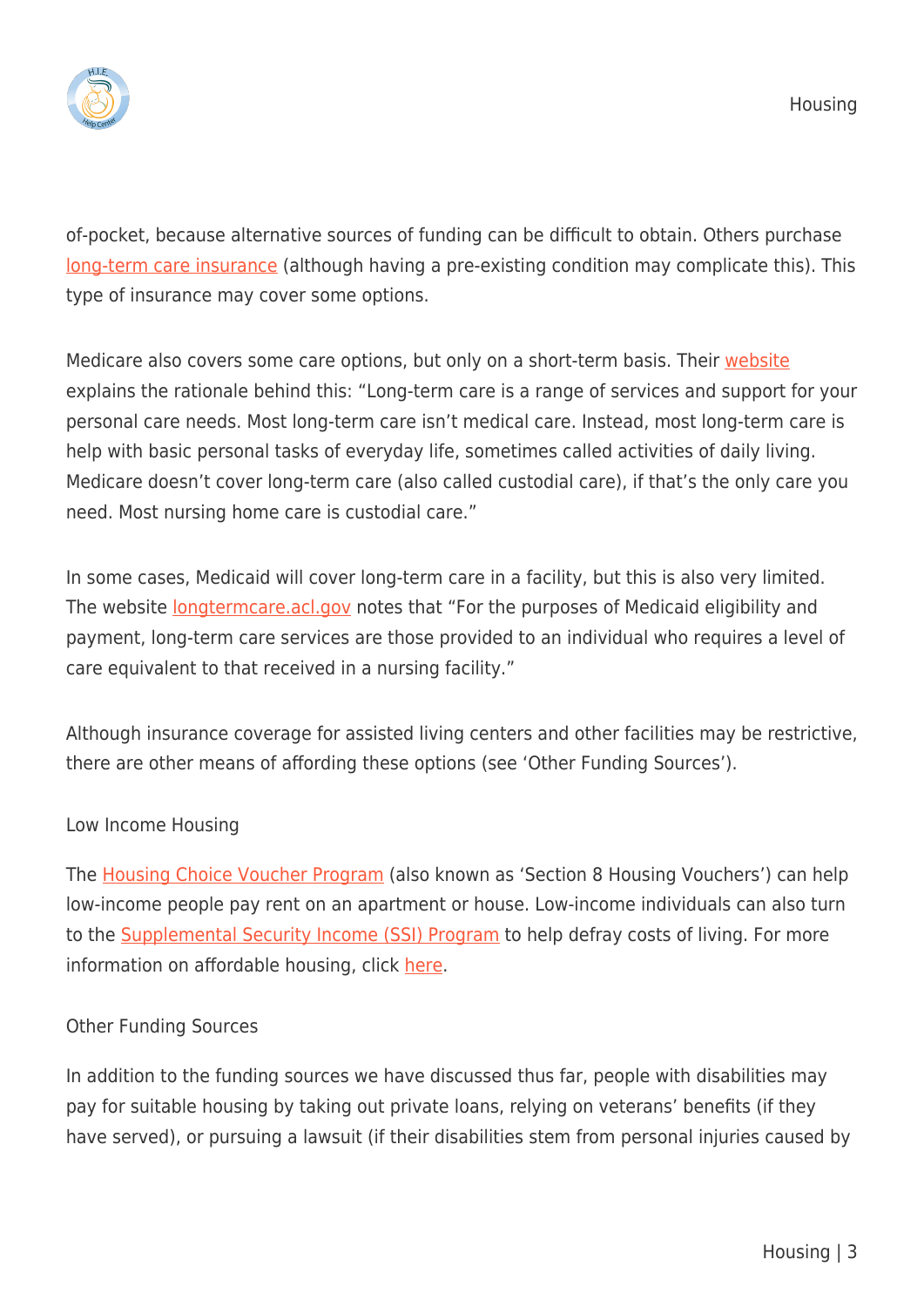of-pocket, because alternative sources of funding can be difficult to obtain. Others purchase long-term care insurance (although having a pre-existing condition may complicate this). This type of insurance may cover some options.

Medicare also covers some care options, but only on a short-term basis. Their website explains the rationale behind this: "Long-term care is a range of services and support for your personal care needs. Most long-term care isn't medical care. Instead, most long-term care is help with basic personal tasks of everyday life, sometimes called activities of daily living. Medicare doesn't cover long-term care (also called custodial care), if that's the only care you need. Most nursing home care is custodial care."

In some cases, Medicaid will cover long-term care in a facility, but this is also very limited. The website longtermcare.acl.gov notes that "For the purposes of Medicaid eligibility and payment, long-term care services are those provided to an individual who requires a level of care equivalent to that received in a nursing facility."

Although insurance coverage for assisted living centers and other facilities may be restrictive, there are other means of affording these options (see 'Other Funding Sources').

### Low Income Housing

The Housing Choice Voucher Program (also known as 'Section 8 Housing Vouchers') can help low-income people pay rent on an apartment or house. Low-income individuals can also turn to the Supplemental Security Income (SSI) Program to help defray costs of living. For more information on affordable housing, click here.

### Other Funding Sources

In addition to the funding sources we have discussed thus far, people with disabilities may pay for suitable housing by taking out private loans, relying on veterans' benefits (if they have served), or pursuing a lawsuit (if their disabilities stem from personal injuries caused by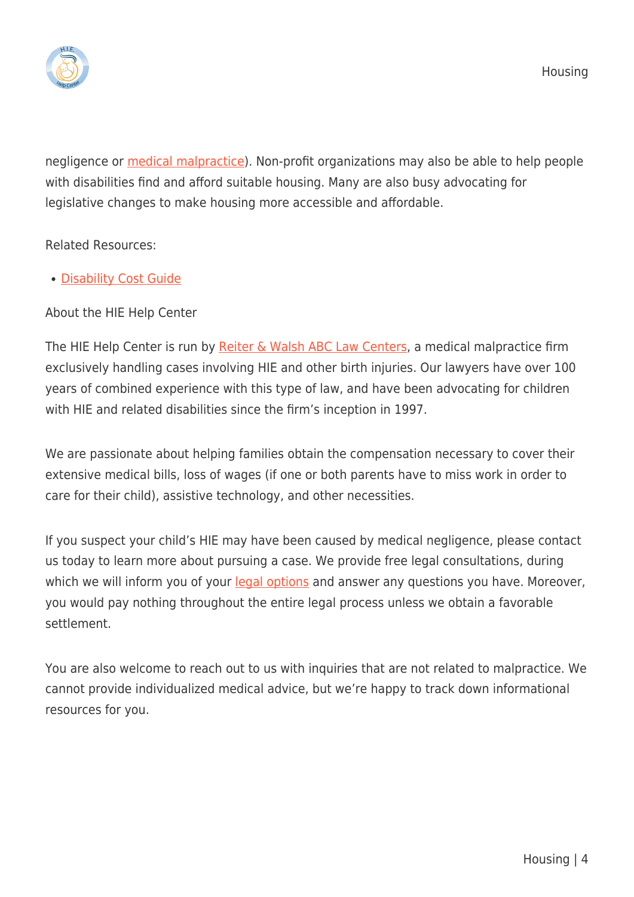negligence or medical malpractice). Non-profit organizations may also be able to help people with disabilities find and afford suitable housing. Many are also busy advocating for legislative changes to make housing more accessible and affordable.

Related Resources:

- Disability Cost Guide

About the HIE Help Center

The HIE Help Center is run by Reiter & Walsh ABC Law Centers, a medical malpractice firm exclusively handling cases involving HIE and other birth injuries. Our lawyers have over 100 years of combined experience with this type of law, and have been advocating for children with HIE and related disabilities since the firm's inception in 1997.

We are passionate about helping families obtain the compensation necessary to cover their extensive medical bills, loss of wages (if one or both parents have to miss work in order to care for their child), assistive technology, and other necessities.

If you suspect your child's HIE may have been caused by medical negligence, please contact us today to learn more about pursuing a case. We provide free legal consultations, during which we will inform you of your legal options and answer any questions you have. Moreover, you would pay nothing throughout the entire legal process unless we obtain a favorable settlement.

You are also welcome to reach out to us with inquiries that are not related to malpractice. We cannot provide individualized medical advice, but we're happy to track down informational resources for you.